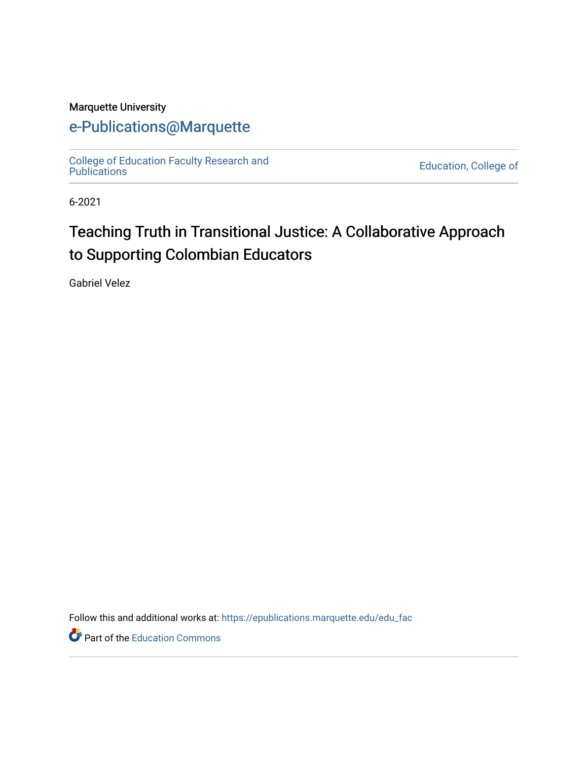Marquette University

# e-Publications@Marquette

College of Education Faculty Research and Publications

Education, College of

6-2021

# Teaching Truth in Transitional Justice: A Collaborative Approach to Supporting Colombian Educators

Gabriel Velez

Follow this and additional works at: https://epublications.marquette.edu/edu_fac

Part of the Education Commons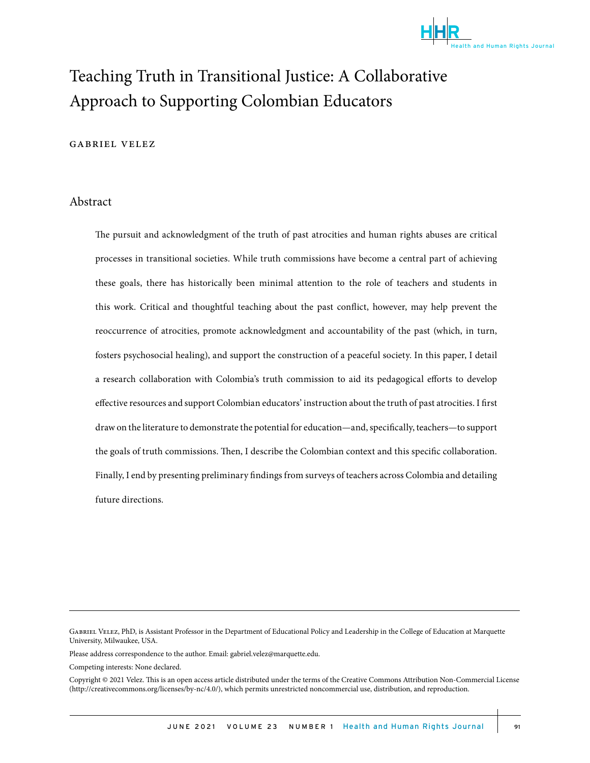# Teaching Truth in Transitional Justice: A Collaborative Approach to Supporting Colombian Educators

GABRIEL VELEZ

## Abstract

The pursuit and acknowledgment of the truth of past atrocities and human rights abuses are critical processes in transitional societies. While truth commissions have become a central part of achieving these goals, there has historically been minimal attention to the role of teachers and students in this work. Critical and thoughtful teaching about the past conflict, however, may help prevent the reoccurrence of atrocities, promote acknowledgment and accountability of the past (which, in turn, fosters psychosocial healing), and support the construction of a peaceful society. In this paper, I detail a research collaboration with Colombia's truth commission to aid its pedagogical efforts to develop effective resources and support Colombian educators' instruction about the truth of past atrocities. I first draw on the literature to demonstrate the potential for education—and, specifically, teachers—to support the goals of truth commissions. Then, I describe the Colombian context and this specific collaboration. Finally, I end by presenting preliminary findings from surveys of teachers across Colombia and detailing future directions.

---

GABRIEL VELEZ, PhD, is Assistant Professor in the Department of Educational Policy and Leadership in the College of Education at Marquette University, Milwaukee, USA.

Please address correspondence to the author. Email: gabriel.velez@marquette.edu.

Competing interests: None declared.

Copyright © 2021 Velez. This is an open access article distributed under the terms of the Creative Commons Attribution Non-Commercial License (http://creativecommons.org/licenses/by-nc/4.0/), which permits unrestricted noncommercial use, distribution, and reproduction.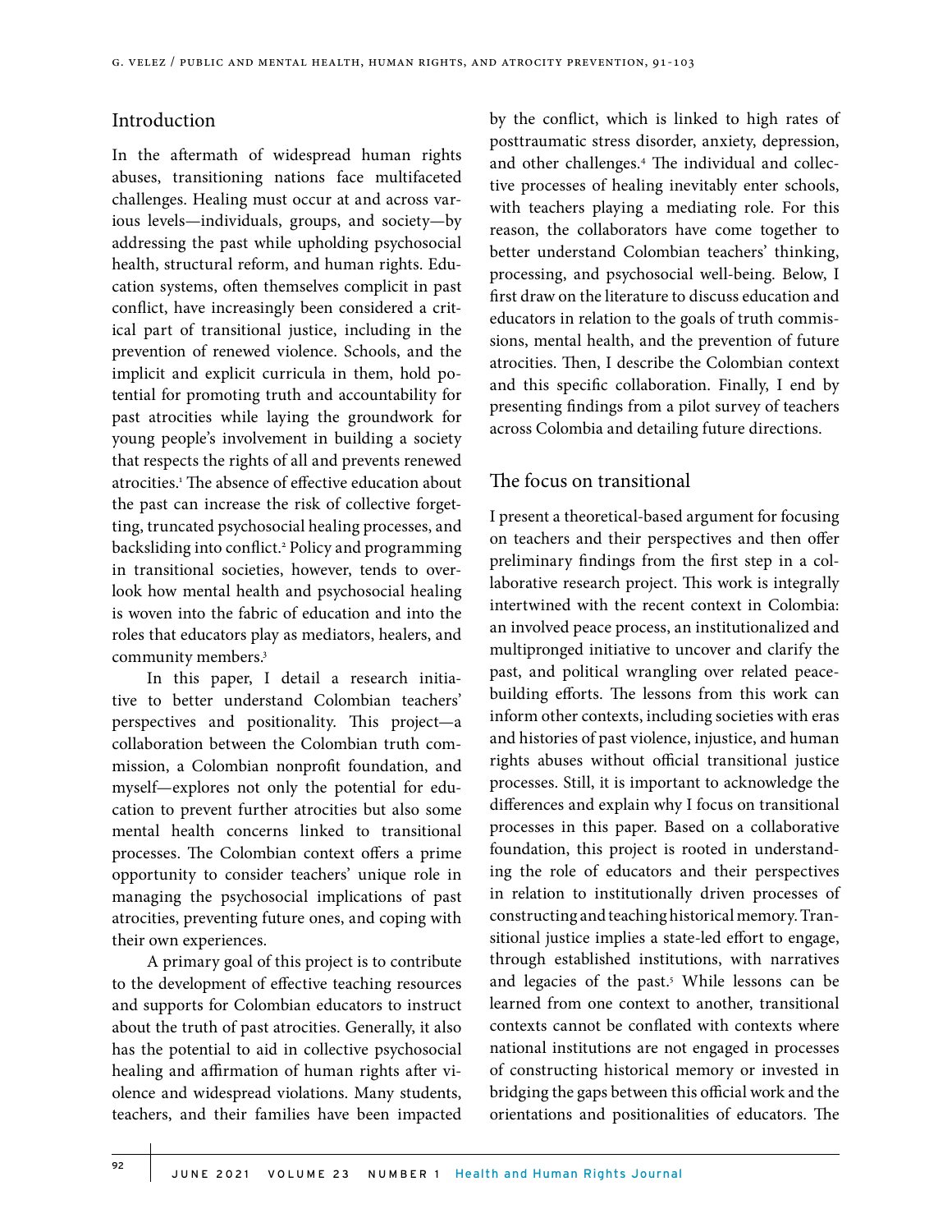## Introduction

In the aftermath of widespread human rights abuses, transitioning nations face multifaceted challenges. Healing must occur at and across various levels—individuals, groups, and society—by addressing the past while upholding psychosocial health, structural reform, and human rights. Education systems, often themselves complicit in past conflict, have increasingly been considered a critical part of transitional justice, including in the prevention of renewed violence. Schools, and the implicit and explicit curricula in them, hold potential for promoting truth and accountability for past atrocities while laying the groundwork for young people's involvement in building a society that respects the rights of all and prevents renewed atrocities.[1] The absence of effective education about the past can increase the risk of collective forgetting, truncated psychosocial healing processes, and backsliding into conflict.[2] Policy and programming in transitional societies, however, tends to overlook how mental health and psychosocial healing is woven into the fabric of education and into the roles that educators play as mediators, healers, and community members.[3]

In this paper, I detail a research initiative to better understand Colombian teachers' perspectives and positionality. This project—a collaboration between the Colombian truth commission, a Colombian nonprofit foundation, and myself—explores not only the potential for education to prevent further atrocities but also some mental health concerns linked to transitional processes. The Colombian context offers a prime opportunity to consider teachers' unique role in managing the psychosocial implications of past atrocities, preventing future ones, and coping with their own experiences.

A primary goal of this project is to contribute to the development of effective teaching resources and supports for Colombian educators to instruct about the truth of past atrocities. Generally, it also has the potential to aid in collective psychosocial healing and affirmation of human rights after violence and widespread violations. Many students, teachers, and their families have been impacted by the conflict, which is linked to high rates of posttraumatic stress disorder, anxiety, depression, and other challenges.[4] The individual and collective processes of healing inevitably enter schools, with teachers playing a mediating role. For this reason, the collaborators have come together to better understand Colombian teachers' thinking, processing, and psychosocial well-being. Below, I first draw on the literature to discuss education and educators in relation to the goals of truth commissions, mental health, and the prevention of future atrocities. Then, I describe the Colombian context and this specific collaboration. Finally, I end by presenting findings from a pilot survey of teachers across Colombia and detailing future directions.

## The focus on transitional

I present a theoretical-based argument for focusing on teachers and their perspectives and then offer preliminary findings from the first step in a collaborative research project. This work is integrally intertwined with the recent context in Colombia: an involved peace process, an institutionalized and multipronged initiative to uncover and clarify the past, and political wrangling over related peacebuilding efforts. The lessons from this work can inform other contexts, including societies with eras and histories of past violence, injustice, and human rights abuses without official transitional justice processes. Still, it is important to acknowledge the differences and explain why I focus on transitional processes in this paper. Based on a collaborative foundation, this project is rooted in understanding the role of educators and their perspectives in relation to institutionally driven processes of constructing and teaching historical memory. Transitional justice implies a state-led effort to engage, through established institutions, with narratives and legacies of the past.[5] While lessons can be learned from one context to another, transitional contexts cannot be conflated with contexts where national institutions are not engaged in processes of constructing historical memory or invested in bridging the gaps between this official work and the orientations and positionalities of educators. The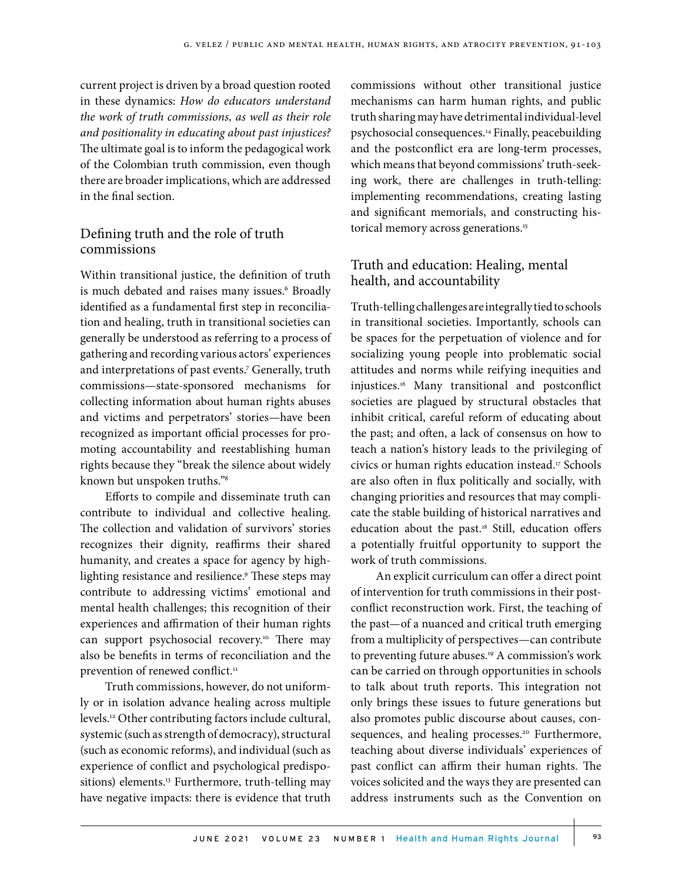current project is driven by a broad question rooted in these dynamics: *How do educators understand the work of truth commissions, as well as their role and positionality in educating about past injustices?* The ultimate goal is to inform the pedagogical work of the Colombian truth commission, even though there are broader implications, which are addressed in the final section.

## Defining truth and the role of truth commissions

Within transitional justice, the definition of truth is much debated and raises many issues.[6] Broadly identified as a fundamental first step in reconciliation and healing, truth in transitional societies can generally be understood as referring to a process of gathering and recording various actors' experiences and interpretations of past events.[7] Generally, truth commissions—state-sponsored mechanisms for collecting information about human rights abuses and victims and perpetrators' stories—have been recognized as important official processes for promoting accountability and reestablishing human rights because they "break the silence about widely known but unspoken truths."[8]

Efforts to compile and disseminate truth can contribute to individual and collective healing. The collection and validation of survivors' stories recognizes their dignity, reaffirms their shared humanity, and creates a space for agency by highlighting resistance and resilience.[9] These steps may contribute to addressing victims' emotional and mental health challenges; this recognition of their experiences and affirmation of their human rights can support psychosocial recovery.[10] There may also be benefits in terms of reconciliation and the prevention of renewed conflict.[11]

Truth commissions, however, do not uniformly or in isolation advance healing across multiple levels.[12] Other contributing factors include cultural, systemic (such as strength of democracy), structural (such as economic reforms), and individual (such as experience of conflict and psychological predispositions) elements.[13] Furthermore, truth-telling may have negative impacts: there is evidence that truth commissions without other transitional justice mechanisms can harm human rights, and public truth sharing may have detrimental individual-level psychosocial consequences.[14] Finally, peacebuilding and the postconflict era are long-term processes, which means that beyond commissions' truth-seeking work, there are challenges in truth-telling: implementing recommendations, creating lasting and significant memorials, and constructing historical memory across generations.[15]

## Truth and education: Healing, mental health, and accountability

Truth-telling challenges are integrally tied to schools in transitional societies. Importantly, schools can be spaces for the perpetuation of violence and for socializing young people into problematic social attitudes and norms while reifying inequities and injustices.[16] Many transitional and postconflict societies are plagued by structural obstacles that inhibit critical, careful reform of educating about the past; and often, a lack of consensus on how to teach a nation's history leads to the privileging of civics or human rights education instead.[17] Schools are also often in flux politically and socially, with changing priorities and resources that may complicate the stable building of historical narratives and education about the past.[18] Still, education offers a potentially fruitful opportunity to support the work of truth commissions.

An explicit curriculum can offer a direct point of intervention for truth commissions in their postconflict reconstruction work. First, the teaching of the past—of a nuanced and critical truth emerging from a multiplicity of perspectives—can contribute to preventing future abuses.[19] A commission's work can be carried on through opportunities in schools to talk about truth reports. This integration not only brings these issues to future generations but also promotes public discourse about causes, consequences, and healing processes.[20] Furthermore, teaching about diverse individuals' experiences of past conflict can affirm their human rights. The voices solicited and the ways they are presented can address instruments such as the Convention on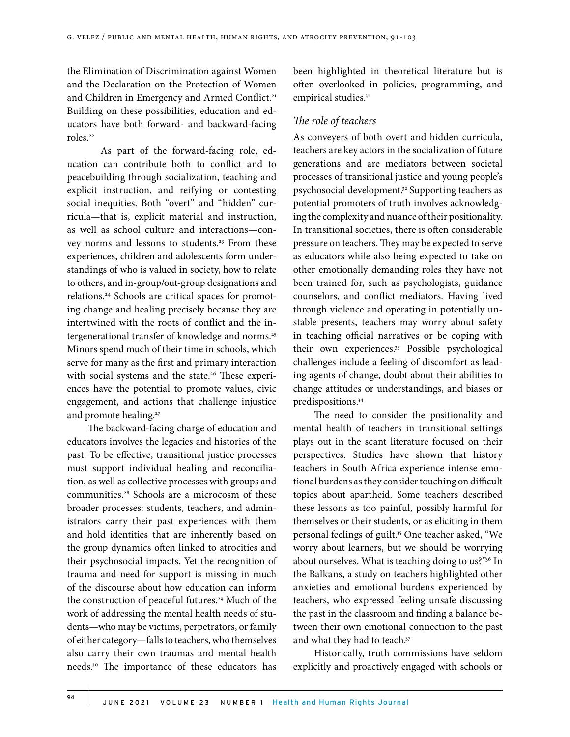the Elimination of Discrimination against Women and the Declaration on the Protection of Women and Children in Emergency and Armed Conflict.[21] Building on these possibilities, education and educators have both forward- and backward-facing roles.[22]

As part of the forward-facing role, education can contribute both to conflict and to peacebuilding through socialization, teaching and explicit instruction, and reifying or contesting social inequities. Both "overt" and "hidden" curricula—that is, explicit material and instruction, as well as school culture and interactions—convey norms and lessons to students.[23] From these experiences, children and adolescents form understandings of who is valued in society, how to relate to others, and in-group/out-group designations and relations.[24] Schools are critical spaces for promoting change and healing precisely because they are intertwined with the roots of conflict and the intergenerational transfer of knowledge and norms.[25] Minors spend much of their time in schools, which serve for many as the first and primary interaction with social systems and the state.[26] These experiences have the potential to promote values, civic engagement, and actions that challenge injustice and promote healing.[27]

The backward-facing charge of education and educators involves the legacies and histories of the past. To be effective, transitional justice processes must support individual healing and reconciliation, as well as collective processes with groups and communities.[28] Schools are a microcosm of these broader processes: students, teachers, and administrators carry their past experiences with them and hold identities that are inherently based on the group dynamics often linked to atrocities and their psychosocial impacts. Yet the recognition of trauma and need for support is missing in much of the discourse about how education can inform the construction of peaceful futures.[29] Much of the work of addressing the mental health needs of students—who may be victims, perpetrators, or family of either category—falls to teachers, who themselves also carry their own traumas and mental health needs.[30] The importance of these educators has been highlighted in theoretical literature but is often overlooked in policies, programming, and empirical studies.[31]

### *The role of teachers*

As conveyers of both overt and hidden curricula, teachers are key actors in the socialization of future generations and are mediators between societal processes of transitional justice and young people's psychosocial development.[32] Supporting teachers as potential promoters of truth involves acknowledging the complexity and nuance of their positionality. In transitional societies, there is often considerable pressure on teachers. They may be expected to serve as educators while also being expected to take on other emotionally demanding roles they have not been trained for, such as psychologists, guidance counselors, and conflict mediators. Having lived through violence and operating in potentially unstable presents, teachers may worry about safety in teaching official narratives or be coping with their own experiences.[33] Possible psychological challenges include a feeling of discomfort as leading agents of change, doubt about their abilities to change attitudes or understandings, and biases or predispositions.[34]

The need to consider the positionality and mental health of teachers in transitional settings plays out in the scant literature focused on their perspectives. Studies have shown that history teachers in South Africa experience intense emotional burdens as they consider touching on difficult topics about apartheid. Some teachers described these lessons as too painful, possibly harmful for themselves or their students, or as eliciting in them personal feelings of guilt.[35] One teacher asked, "We worry about learners, but we should be worrying about ourselves. What is teaching doing to us?"[36] In the Balkans, a study on teachers highlighted other anxieties and emotional burdens experienced by teachers, who expressed feeling unsafe discussing the past in the classroom and finding a balance between their own emotional connection to the past and what they had to teach.[37]

Historically, truth commissions have seldom explicitly and proactively engaged with schools or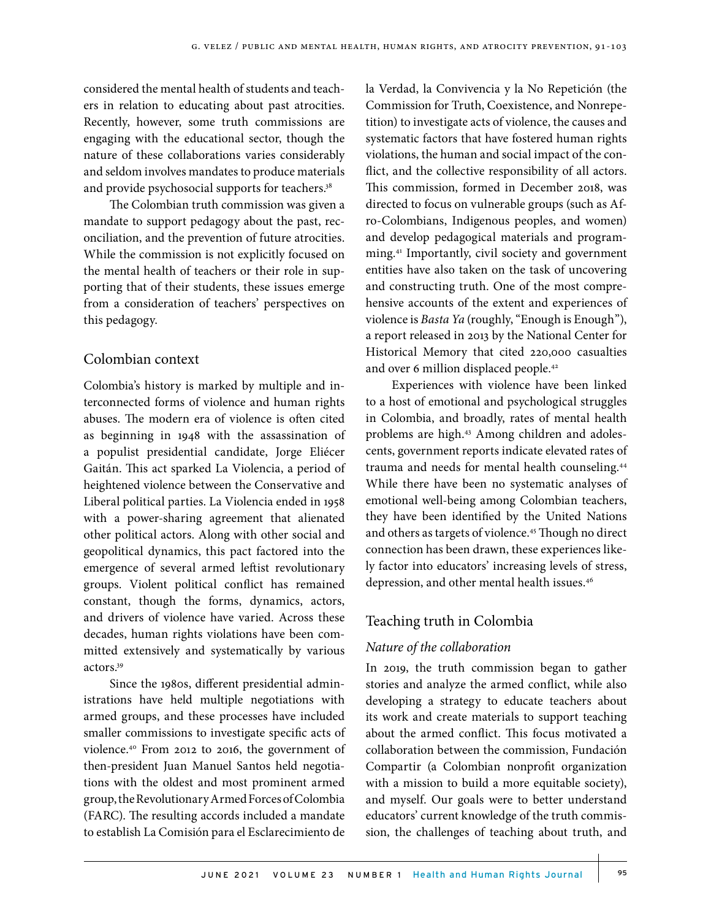considered the mental health of students and teachers in relation to educating about past atrocities. Recently, however, some truth commissions are engaging with the educational sector, though the nature of these collaborations varies considerably and seldom involves mandates to produce materials and provide psychosocial supports for teachers.[38]

The Colombian truth commission was given a mandate to support pedagogy about the past, reconciliation, and the prevention of future atrocities. While the commission is not explicitly focused on the mental health of teachers or their role in supporting that of their students, these issues emerge from a consideration of teachers' perspectives on this pedagogy.

## Colombian context

Colombia's history is marked by multiple and interconnected forms of violence and human rights abuses. The modern era of violence is often cited as beginning in 1948 with the assassination of a populist presidential candidate, Jorge Eliécer Gaitán. This act sparked La Violencia, a period of heightened violence between the Conservative and Liberal political parties. La Violencia ended in 1958 with a power-sharing agreement that alienated other political actors. Along with other social and geopolitical dynamics, this pact factored into the emergence of several armed leftist revolutionary groups. Violent political conflict has remained constant, though the forms, dynamics, actors, and drivers of violence have varied. Across these decades, human rights violations have been committed extensively and systematically by various actors.[39]

Since the 1980s, different presidential administrations have held multiple negotiations with armed groups, and these processes have included smaller commissions to investigate specific acts of violence.[40] From 2012 to 2016, the government of then-president Juan Manuel Santos held negotiations with the oldest and most prominent armed group, the Revolutionary Armed Forces of Colombia (FARC). The resulting accords included a mandate to establish La Comisión para el Esclarecimiento de la Verdad, la Convivencia y la No Repetición (the Commission for Truth, Coexistence, and Nonrepetition) to investigate acts of violence, the causes and systematic factors that have fostered human rights violations, the human and social impact of the conflict, and the collective responsibility of all actors. This commission, formed in December 2018, was directed to focus on vulnerable groups (such as Afro-Colombians, Indigenous peoples, and women) and develop pedagogical materials and programming.[41] Importantly, civil society and government entities have also taken on the task of uncovering and constructing truth. One of the most comprehensive accounts of the extent and experiences of violence is *Basta Ya* (roughly, "Enough is Enough"), a report released in 2013 by the National Center for Historical Memory that cited 220,000 casualties and over 6 million displaced people.[42]

Experiences with violence have been linked to a host of emotional and psychological struggles in Colombia, and broadly, rates of mental health problems are high.[43] Among children and adolescents, government reports indicate elevated rates of trauma and needs for mental health counseling.[44] While there have been no systematic analyses of emotional well-being among Colombian teachers, they have been identified by the United Nations and others as targets of violence.[45] Though no direct connection has been drawn, these experiences likely factor into educators' increasing levels of stress, depression, and other mental health issues.[46]

## Teaching truth in Colombia

### *Nature of the collaboration*

In 2019, the truth commission began to gather stories and analyze the armed conflict, while also developing a strategy to educate teachers about its work and create materials to support teaching about the armed conflict. This focus motivated a collaboration between the commission, Fundación Compartir (a Colombian nonprofit organization with a mission to build a more equitable society), and myself. Our goals were to better understand educators' current knowledge of the truth commission, the challenges of teaching about truth, and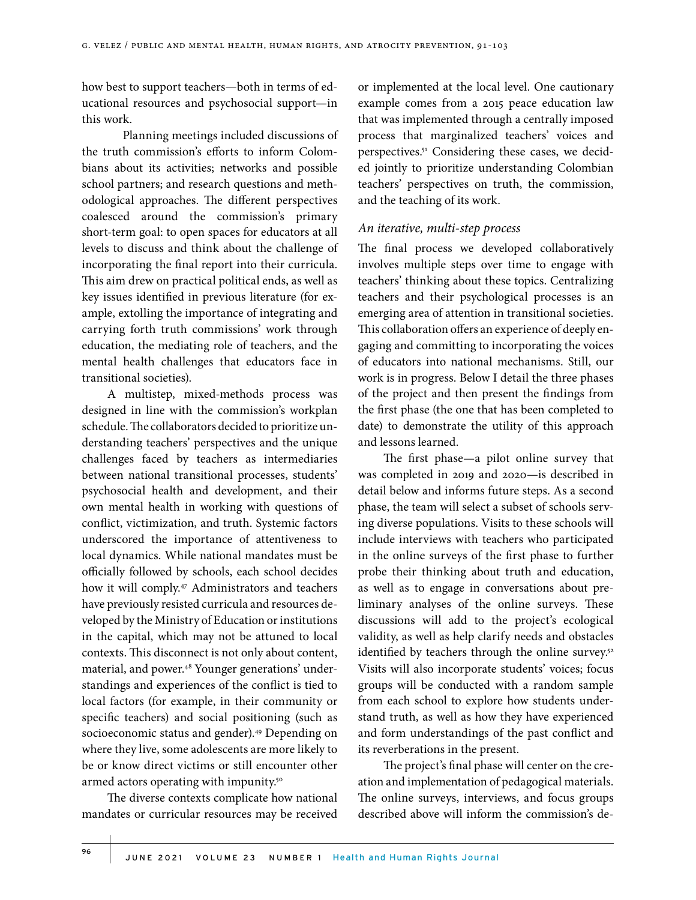how best to support teachers—both in terms of educational resources and psychosocial support—in this work.

Planning meetings included discussions of the truth commission's efforts to inform Colombians about its activities; networks and possible school partners; and research questions and methodological approaches. The different perspectives coalesced around the commission's primary short-term goal: to open spaces for educators at all levels to discuss and think about the challenge of incorporating the final report into their curricula. This aim drew on practical political ends, as well as key issues identified in previous literature (for example, extolling the importance of integrating and carrying forth truth commissions' work through education, the mediating role of teachers, and the mental health challenges that educators face in transitional societies).

A multistep, mixed-methods process was designed in line with the commission's workplan schedule. The collaborators decided to prioritize understanding teachers' perspectives and the unique challenges faced by teachers as intermediaries between national transitional processes, students' psychosocial health and development, and their own mental health in working with questions of conflict, victimization, and truth. Systemic factors underscored the importance of attentiveness to local dynamics. While national mandates must be officially followed by schools, each school decides how it will comply.[47] Administrators and teachers have previously resisted curricula and resources developed by the Ministry of Education or institutions in the capital, which may not be attuned to local contexts. This disconnect is not only about content, material, and power.[48] Younger generations' understandings and experiences of the conflict is tied to local factors (for example, in their community or specific teachers) and social positioning (such as socioeconomic status and gender).[49] Depending on where they live, some adolescents are more likely to be or know direct victims or still encounter other armed actors operating with impunity.[50]

The diverse contexts complicate how national mandates or curricular resources may be received or implemented at the local level. One cautionary example comes from a 2015 peace education law that was implemented through a centrally imposed process that marginalized teachers' voices and perspectives.[51] Considering these cases, we decided jointly to prioritize understanding Colombian teachers' perspectives on truth, the commission, and the teaching of its work.

### *An iterative, multi-step process*

The final process we developed collaboratively involves multiple steps over time to engage with teachers' thinking about these topics. Centralizing teachers and their psychological processes is an emerging area of attention in transitional societies. This collaboration offers an experience of deeply engaging and committing to incorporating the voices of educators into national mechanisms. Still, our work is in progress. Below I detail the three phases of the project and then present the findings from the first phase (the one that has been completed to date) to demonstrate the utility of this approach and lessons learned.

The first phase—a pilot online survey that was completed in 2019 and 2020—is described in detail below and informs future steps. As a second phase, the team will select a subset of schools serving diverse populations. Visits to these schools will include interviews with teachers who participated in the online surveys of the first phase to further probe their thinking about truth and education, as well as to engage in conversations about preliminary analyses of the online surveys. These discussions will add to the project's ecological validity, as well as help clarify needs and obstacles identified by teachers through the online survey.[52] Visits will also incorporate students' voices; focus groups will be conducted with a random sample from each school to explore how students understand truth, as well as how they have experienced and form understandings of the past conflict and its reverberations in the present.

The project's final phase will center on the creation and implementation of pedagogical materials. The online surveys, interviews, and focus groups described above will inform the commission's de-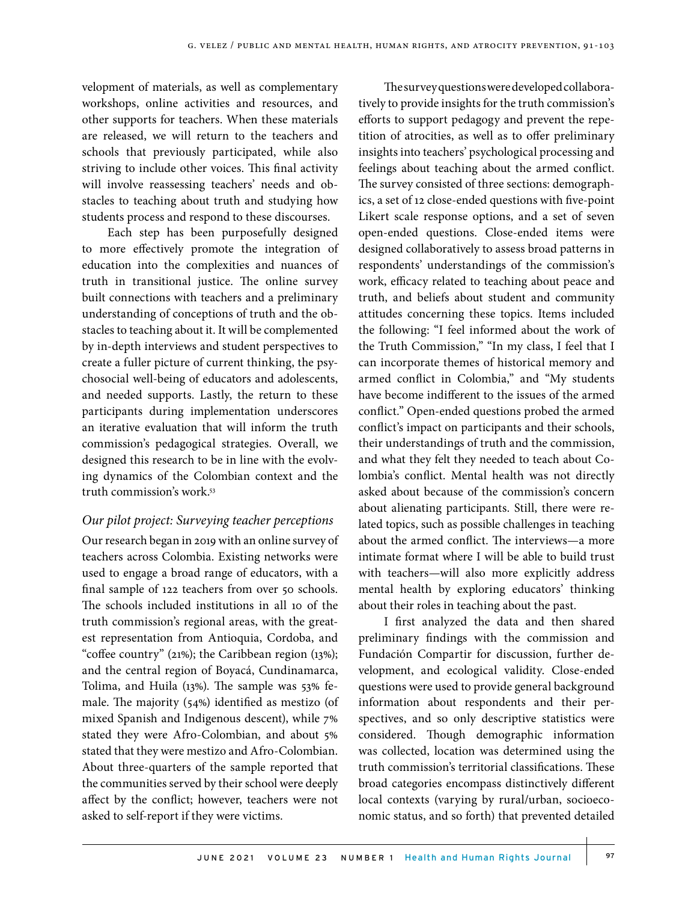velopment of materials, as well as complementary workshops, online activities and resources, and other supports for teachers. When these materials are released, we will return to the teachers and schools that previously participated, while also striving to include other voices. This final activity will involve reassessing teachers' needs and obstacles to teaching about truth and studying how students process and respond to these discourses.

Each step has been purposefully designed to more effectively promote the integration of education into the complexities and nuances of truth in transitional justice. The online survey built connections with teachers and a preliminary understanding of conceptions of truth and the obstacles to teaching about it. It will be complemented by in-depth interviews and student perspectives to create a fuller picture of current thinking, the psychosocial well-being of educators and adolescents, and needed supports. Lastly, the return to these participants during implementation underscores an iterative evaluation that will inform the truth commission's pedagogical strategies. Overall, we designed this research to be in line with the evolving dynamics of the Colombian context and the truth commission's work.[53]

### *Our pilot project: Surveying teacher perceptions*

Our research began in 2019 with an online survey of teachers across Colombia. Existing networks were used to engage a broad range of educators, with a final sample of 122 teachers from over 50 schools. The schools included institutions in all 10 of the truth commission's regional areas, with the greatest representation from Antioquia, Cordoba, and "coffee country" (21%); the Caribbean region (13%); and the central region of Boyacá, Cundinamarca, Tolima, and Huila (13%). The sample was 53% female. The majority (54%) identified as mestizo (of mixed Spanish and Indigenous descent), while 7% stated they were Afro-Colombian, and about 5% stated that they were mestizo and Afro-Colombian. About three-quarters of the sample reported that the communities served by their school were deeply affect by the conflict; however, teachers were not asked to self-report if they were victims.

The survey questions were developed collaboratively to provide insights for the truth commission's efforts to support pedagogy and prevent the repetition of atrocities, as well as to offer preliminary insights into teachers' psychological processing and feelings about teaching about the armed conflict. The survey consisted of three sections: demographics, a set of 12 close-ended questions with five-point Likert scale response options, and a set of seven open-ended questions. Close-ended items were designed collaboratively to assess broad patterns in respondents' understandings of the commission's work, efficacy related to teaching about peace and truth, and beliefs about student and community attitudes concerning these topics. Items included the following: "I feel informed about the work of the Truth Commission," "In my class, I feel that I can incorporate themes of historical memory and armed conflict in Colombia," and "My students have become indifferent to the issues of the armed conflict." Open-ended questions probed the armed conflict's impact on participants and their schools, their understandings of truth and the commission, and what they felt they needed to teach about Colombia's conflict. Mental health was not directly asked about because of the commission's concern about alienating participants. Still, there were related topics, such as possible challenges in teaching about the armed conflict. The interviews—a more intimate format where I will be able to build trust with teachers—will also more explicitly address mental health by exploring educators' thinking about their roles in teaching about the past.

I first analyzed the data and then shared preliminary findings with the commission and Fundación Compartir for discussion, further development, and ecological validity. Close-ended questions were used to provide general background information about respondents and their perspectives, and so only descriptive statistics were considered. Though demographic information was collected, location was determined using the truth commission's territorial classifications. These broad categories encompass distinctively different local contexts (varying by rural/urban, socioeconomic status, and so forth) that prevented detailed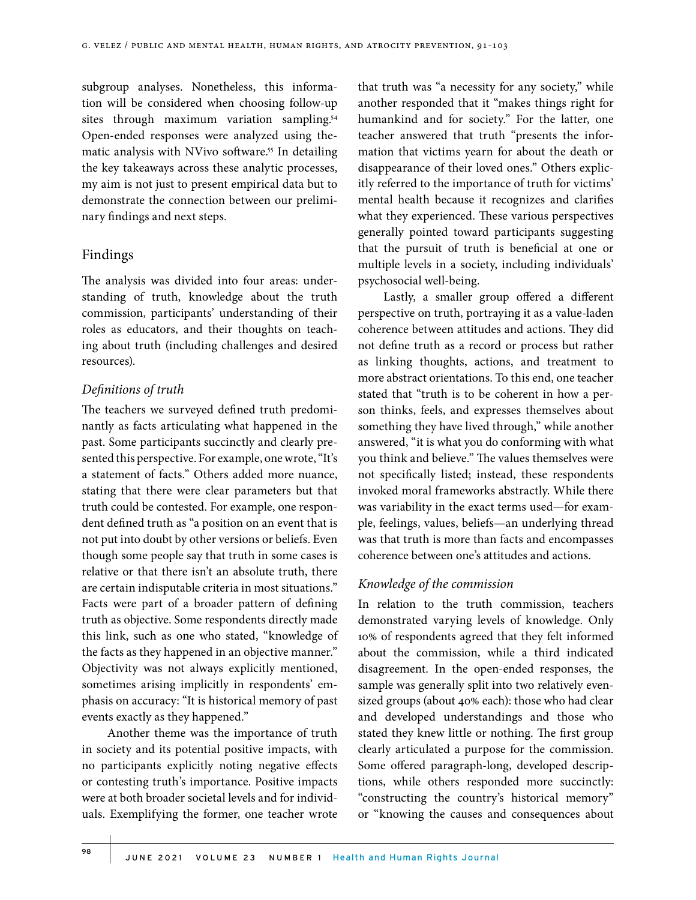subgroup analyses. Nonetheless, this information will be considered when choosing follow-up sites through maximum variation sampling.[54] Open-ended responses were analyzed using thematic analysis with NVivo software.[55] In detailing the key takeaways across these analytic processes, my aim is not just to present empirical data but to demonstrate the connection between our preliminary findings and next steps.

## Findings

The analysis was divided into four areas: understanding of truth, knowledge about the truth commission, participants' understanding of their roles as educators, and their thoughts on teaching about truth (including challenges and desired resources).

### *Definitions of truth*

The teachers we surveyed defined truth predominantly as facts articulating what happened in the past. Some participants succinctly and clearly presented this perspective. For example, one wrote, "It's a statement of facts." Others added more nuance, stating that there were clear parameters but that truth could be contested. For example, one respondent defined truth as "a position on an event that is not put into doubt by other versions or beliefs. Even though some people say that truth in some cases is relative or that there isn't an absolute truth, there are certain indisputable criteria in most situations." Facts were part of a broader pattern of defining truth as objective. Some respondents directly made this link, such as one who stated, "knowledge of the facts as they happened in an objective manner." Objectivity was not always explicitly mentioned, sometimes arising implicitly in respondents' emphasis on accuracy: "It is historical memory of past events exactly as they happened."

Another theme was the importance of truth in society and its potential positive impacts, with no participants explicitly noting negative effects or contesting truth's importance. Positive impacts were at both broader societal levels and for individuals. Exemplifying the former, one teacher wrote that truth was "a necessity for any society," while another responded that it "makes things right for humankind and for society." For the latter, one teacher answered that truth "presents the information that victims yearn for about the death or disappearance of their loved ones." Others explicitly referred to the importance of truth for victims' mental health because it recognizes and clarifies what they experienced. These various perspectives generally pointed toward participants suggesting that the pursuit of truth is beneficial at one or multiple levels in a society, including individuals' psychosocial well-being.

Lastly, a smaller group offered a different perspective on truth, portraying it as a value-laden coherence between attitudes and actions. They did not define truth as a record or process but rather as linking thoughts, actions, and treatment to more abstract orientations. To this end, one teacher stated that "truth is to be coherent in how a person thinks, feels, and expresses themselves about something they have lived through," while another answered, "it is what you do conforming with what you think and believe." The values themselves were not specifically listed; instead, these respondents invoked moral frameworks abstractly. While there was variability in the exact terms used—for example, feelings, values, beliefs—an underlying thread was that truth is more than facts and encompasses coherence between one's attitudes and actions.

### *Knowledge of the commission*

In relation to the truth commission, teachers demonstrated varying levels of knowledge. Only 10% of respondents agreed that they felt informed about the commission, while a third indicated disagreement. In the open-ended responses, the sample was generally split into two relatively even-sized groups (about 40% each): those who had clear and developed understandings and those who stated they knew little or nothing. The first group clearly articulated a purpose for the commission. Some offered paragraph-long, developed descriptions, while others responded more succinctly: "constructing the country's historical memory" or "knowing the causes and consequences about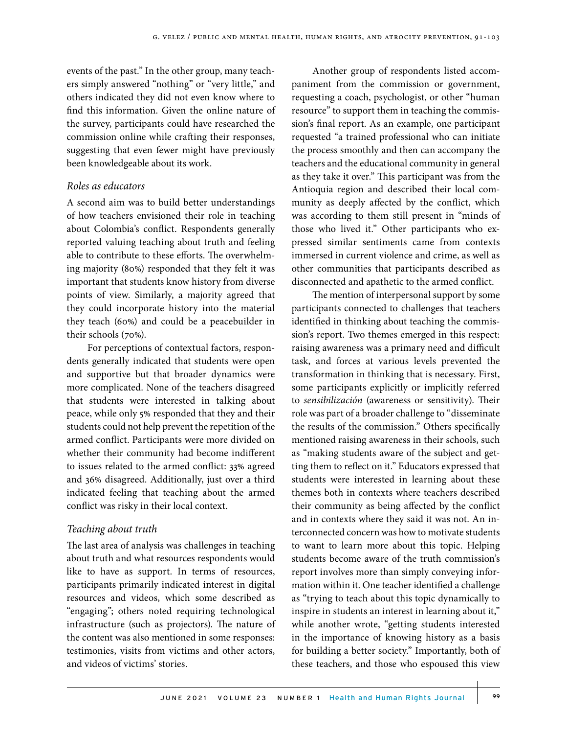events of the past." In the other group, many teachers simply answered "nothing" or "very little," and others indicated they did not even know where to find this information. Given the online nature of the survey, participants could have researched the commission online while crafting their responses, suggesting that even fewer might have previously been knowledgeable about its work.

### *Roles as educators*

A second aim was to build better understandings of how teachers envisioned their role in teaching about Colombia's conflict. Respondents generally reported valuing teaching about truth and feeling able to contribute to these efforts. The overwhelming majority (80%) responded that they felt it was important that students know history from diverse points of view. Similarly, a majority agreed that they could incorporate history into the material they teach (60%) and could be a peacebuilder in their schools (70%).

For perceptions of contextual factors, respondents generally indicated that students were open and supportive but that broader dynamics were more complicated. None of the teachers disagreed that students were interested in talking about peace, while only 5% responded that they and their students could not help prevent the repetition of the armed conflict. Participants were more divided on whether their community had become indifferent to issues related to the armed conflict: 33% agreed and 36% disagreed. Additionally, just over a third indicated feeling that teaching about the armed conflict was risky in their local context.

### *Teaching about truth*

The last area of analysis was challenges in teaching about truth and what resources respondents would like to have as support. In terms of resources, participants primarily indicated interest in digital resources and videos, which some described as "engaging"; others noted requiring technological infrastructure (such as projectors). The nature of the content was also mentioned in some responses: testimonies, visits from victims and other actors, and videos of victims' stories.

Another group of respondents listed accompaniment from the commission or government, requesting a coach, psychologist, or other "human resource" to support them in teaching the commission's final report. As an example, one participant requested "a trained professional who can initiate the process smoothly and then can accompany the teachers and the educational community in general as they take it over." This participant was from the Antioquia region and described their local community as deeply affected by the conflict, which was according to them still present in "minds of those who lived it." Other participants who expressed similar sentiments came from contexts immersed in current violence and crime, as well as other communities that participants described as disconnected and apathetic to the armed conflict.

The mention of interpersonal support by some participants connected to challenges that teachers identified in thinking about teaching the commission's report. Two themes emerged in this respect: raising awareness was a primary need and difficult task, and forces at various levels prevented the transformation in thinking that is necessary. First, some participants explicitly or implicitly referred to *sensibilización* (awareness or sensitivity). Their role was part of a broader challenge to "disseminate the results of the commission." Others specifically mentioned raising awareness in their schools, such as "making students aware of the subject and getting them to reflect on it." Educators expressed that students were interested in learning about these themes both in contexts where teachers described their community as being affected by the conflict and in contexts where they said it was not. An interconnected concern was how to motivate students to want to learn more about this topic. Helping students become aware of the truth commission's report involves more than simply conveying information within it. One teacher identified a challenge as "trying to teach about this topic dynamically to inspire in students an interest in learning about it," while another wrote, "getting students interested in the importance of knowing history as a basis for building a better society." Importantly, both of these teachers, and those who espoused this view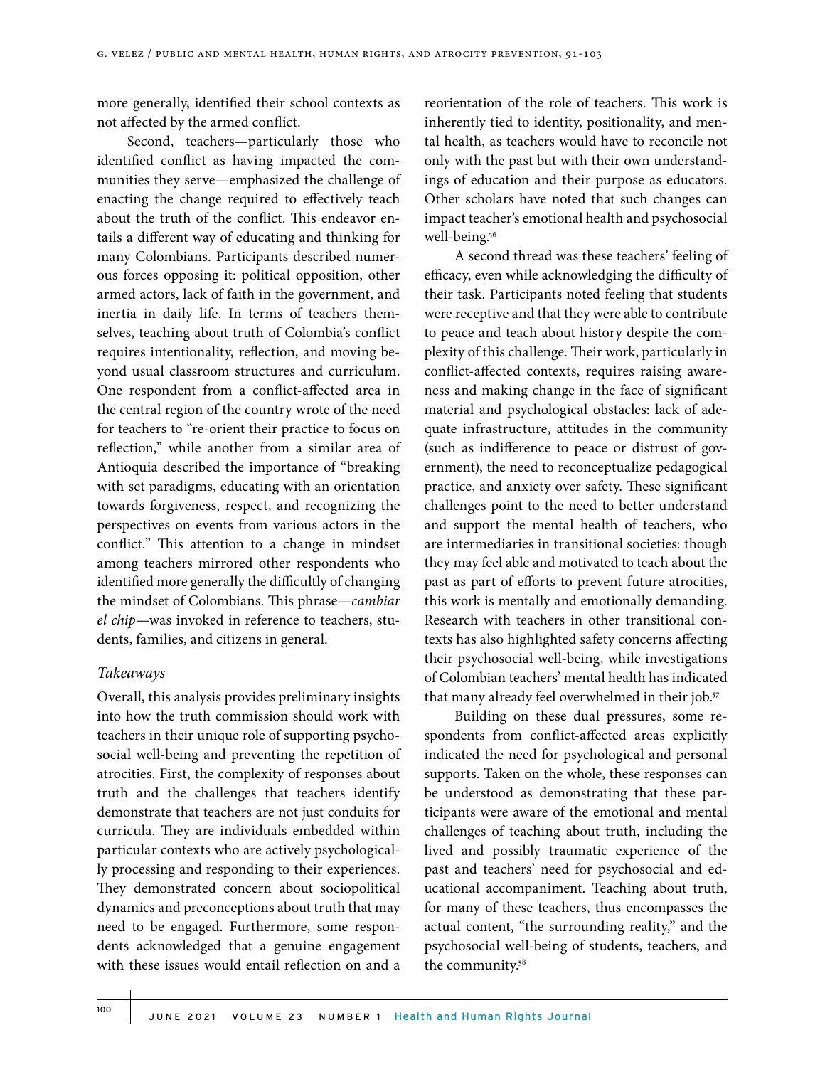more generally, identified their school contexts as not affected by the armed conflict.

Second, teachers—particularly those who identified conflict as having impacted the communities they serve—emphasized the challenge of enacting the change required to effectively teach about the truth of the conflict. This endeavor entails a different way of educating and thinking for many Colombians. Participants described numerous forces opposing it: political opposition, other armed actors, lack of faith in the government, and inertia in daily life. In terms of teachers themselves, teaching about truth of Colombia's conflict requires intentionality, reflection, and moving beyond usual classroom structures and curriculum. One respondent from a conflict-affected area in the central region of the country wrote of the need for teachers to "re-orient their practice to focus on reflection," while another from a similar area of Antioquia described the importance of "breaking with set paradigms, educating with an orientation towards forgiveness, respect, and recognizing the perspectives on events from various actors in the conflict." This attention to a change in mindset among teachers mirrored other respondents who identified more generally the difficultly of changing the mindset of Colombians. This phrase—*cambiar el chip*—was invoked in reference to teachers, students, families, and citizens in general.

### *Takeaways*

Overall, this analysis provides preliminary insights into how the truth commission should work with teachers in their unique role of supporting psychosocial well-being and preventing the repetition of atrocities. First, the complexity of responses about truth and the challenges that teachers identify demonstrate that teachers are not just conduits for curricula. They are individuals embedded within particular contexts who are actively psychologically processing and responding to their experiences. They demonstrated concern about sociopolitical dynamics and preconceptions about truth that may need to be engaged. Furthermore, some respondents acknowledged that a genuine engagement with these issues would entail reflection on and a reorientation of the role of teachers. This work is inherently tied to identity, positionality, and mental health, as teachers would have to reconcile not only with the past but with their own understandings of education and their purpose as educators. Other scholars have noted that such changes can impact teacher's emotional health and psychosocial well-being.[56]

A second thread was these teachers' feeling of efficacy, even while acknowledging the difficulty of their task. Participants noted feeling that students were receptive and that they were able to contribute to peace and teach about history despite the complexity of this challenge. Their work, particularly in conflict-affected contexts, requires raising awareness and making change in the face of significant material and psychological obstacles: lack of adequate infrastructure, attitudes in the community (such as indifference to peace or distrust of government), the need to reconceptualize pedagogical practice, and anxiety over safety. These significant challenges point to the need to better understand and support the mental health of teachers, who are intermediaries in transitional societies: though they may feel able and motivated to teach about the past as part of efforts to prevent future atrocities, this work is mentally and emotionally demanding. Research with teachers in other transitional contexts has also highlighted safety concerns affecting their psychosocial well-being, while investigations of Colombian teachers' mental health has indicated that many already feel overwhelmed in their job.[57]

Building on these dual pressures, some respondents from conflict-affected areas explicitly indicated the need for psychological and personal supports. Taken on the whole, these responses can be understood as demonstrating that these participants were aware of the emotional and mental challenges of teaching about truth, including the lived and possibly traumatic experience of the past and teachers' need for psychosocial and educational accompaniment. Teaching about truth, for many of these teachers, thus encompasses the actual content, "the surrounding reality," and the psychosocial well-being of students, teachers, and the community.[58]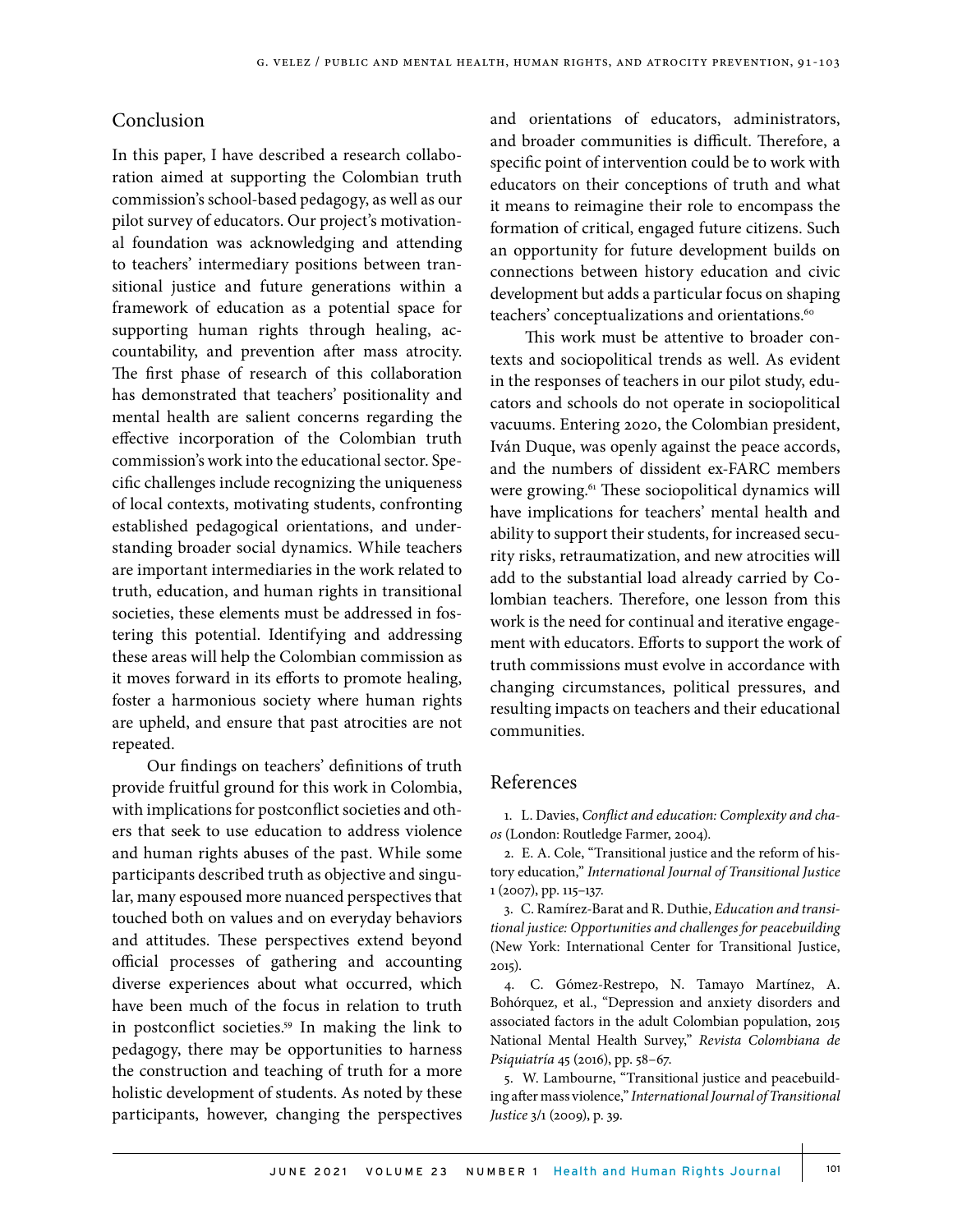## Conclusion

In this paper, I have described a research collaboration aimed at supporting the Colombian truth commission's school-based pedagogy, as well as our pilot survey of educators. Our project's motivational foundation was acknowledging and attending to teachers' intermediary positions between transitional justice and future generations within a framework of education as a potential space for supporting human rights through healing, accountability, and prevention after mass atrocity. The first phase of research of this collaboration has demonstrated that teachers' positionality and mental health are salient concerns regarding the effective incorporation of the Colombian truth commission's work into the educational sector. Specific challenges include recognizing the uniqueness of local contexts, motivating students, confronting established pedagogical orientations, and understanding broader social dynamics. While teachers are important intermediaries in the work related to truth, education, and human rights in transitional societies, these elements must be addressed in fostering this potential. Identifying and addressing these areas will help the Colombian commission as it moves forward in its efforts to promote healing, foster a harmonious society where human rights are upheld, and ensure that past atrocities are not repeated.

Our findings on teachers' definitions of truth provide fruitful ground for this work in Colombia, with implications for postconflict societies and others that seek to use education to address violence and human rights abuses of the past. While some participants described truth as objective and singular, many espoused more nuanced perspectives that touched both on values and on everyday behaviors and attitudes. These perspectives extend beyond official processes of gathering and accounting diverse experiences about what occurred, which have been much of the focus in relation to truth in postconflict societies.[59] In making the link to pedagogy, there may be opportunities to harness the construction and teaching of truth for a more holistic development of students. As noted by these participants, however, changing the perspectives and orientations of educators, administrators, and broader communities is difficult. Therefore, a specific point of intervention could be to work with educators on their conceptions of truth and what it means to reimagine their role to encompass the formation of critical, engaged future citizens. Such an opportunity for future development builds on connections between history education and civic development but adds a particular focus on shaping teachers' conceptualizations and orientations.[60]

This work must be attentive to broader contexts and sociopolitical trends as well. As evident in the responses of teachers in our pilot study, educators and schools do not operate in sociopolitical vacuums. Entering 2020, the Colombian president, Iván Duque, was openly against the peace accords, and the numbers of dissident ex-FARC members were growing.[61] These sociopolitical dynamics will have implications for teachers' mental health and ability to support their students, for increased security risks, retraumatization, and new atrocities will add to the substantial load already carried by Colombian teachers. Therefore, one lesson from this work is the need for continual and iterative engagement with educators. Efforts to support the work of truth commissions must evolve in accordance with changing circumstances, political pressures, and resulting impacts on teachers and their educational communities.

## References

1. L. Davies, *Conflict and education: Complexity and chaos* (London: Routledge Farmer, 2004).

2. E. A. Cole, "Transitional justice and the reform of history education," *International Journal of Transitional Justice* 1 (2007), pp. 115–137.

3. C. Ramírez-Barat and R. Duthie, *Education and transitional justice: Opportunities and challenges for peacebuilding* (New York: International Center for Transitional Justice, 2015).

4. C. Gómez-Restrepo, N. Tamayo Martínez, A. Bohórquez, et al., "Depression and anxiety disorders and associated factors in the adult Colombian population, 2015 National Mental Health Survey," *Revista Colombiana de Psiquiatría* 45 (2016), pp. 58–67.

5. W. Lambourne, "Transitional justice and peacebuilding after mass violence," *International Journal of Transitional Justice* 3/1 (2009), p. 39.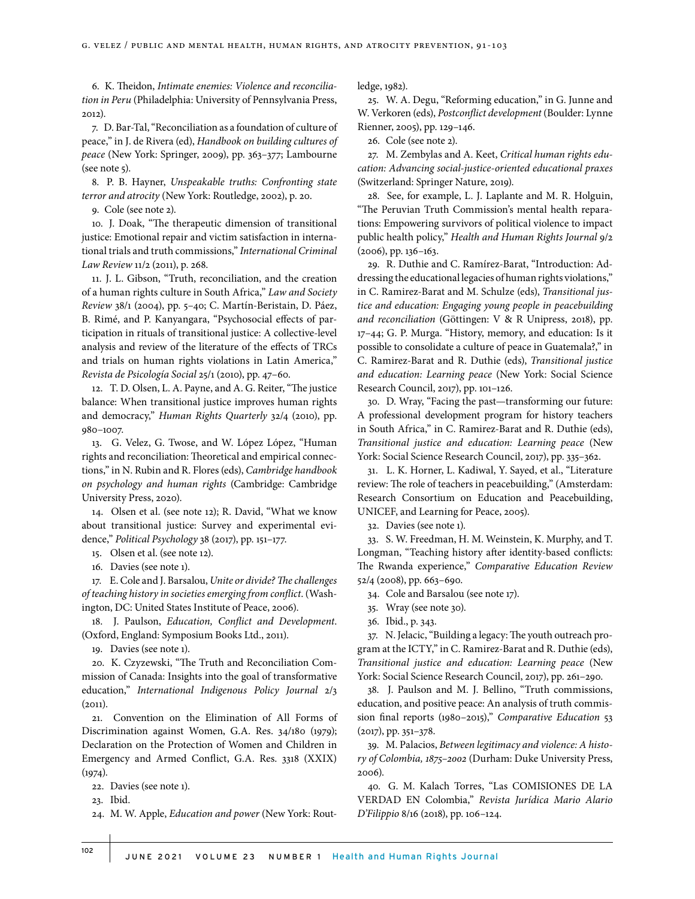6. K. Theidon, *Intimate enemies: Violence and reconciliation in Peru* (Philadelphia: University of Pennsylvania Press, 2012).

7. D. Bar-Tal, "Reconciliation as a foundation of culture of peace," in J. de Rivera (ed), *Handbook on building cultures of peace* (New York: Springer, 2009), pp. 363–377; Lambourne (see note 5).

8. P. B. Hayner, *Unspeakable truths: Confronting state terror and atrocity* (New York: Routledge, 2002), p. 20.

9. Cole (see note 2).

10. J. Doak, "The therapeutic dimension of transitional justice: Emotional repair and victim satisfaction in international trials and truth commissions," *International Criminal Law Review* 11/2 (2011), p. 268.

11. J. L. Gibson, "Truth, reconciliation, and the creation of a human rights culture in South Africa," *Law and Society Review* 38/1 (2004), pp. 5–40; C. Martín-Beristain, D. Páez, B. Rimé, and P. Kanyangara, "Psychosocial effects of participation in rituals of transitional justice: A collective-level analysis and review of the literature of the effects of TRCs and trials on human rights violations in Latin America," *Revista de Psicología Social* 25/1 (2010), pp. 47–60.

12. T. D. Olsen, L. A. Payne, and A. G. Reiter, "The justice balance: When transitional justice improves human rights and democracy," *Human Rights Quarterly* 32/4 (2010), pp. 980–1007.

13. G. Velez, G. Twose, and W. López López, "Human rights and reconciliation: Theoretical and empirical connections," in N. Rubin and R. Flores (eds), *Cambridge handbook on psychology and human rights* (Cambridge: Cambridge University Press, 2020).

14. Olsen et al. (see note 12); R. David, "What we know about transitional justice: Survey and experimental evidence," *Political Psychology* 38 (2017), pp. 151–177.

15. Olsen et al. (see note 12).

16. Davies (see note 1).

17. E. Cole and J. Barsalou, *Unite or divide? The challenges of teaching history in societies emerging from conflict*. (Washington, DC: United States Institute of Peace, 2006).

18. J. Paulson, *Education, Conflict and Development*. (Oxford, England: Symposium Books Ltd., 2011).

19. Davies (see note 1).

20. K. Czyzewski, "The Truth and Reconciliation Commission of Canada: Insights into the goal of transformative education," *International Indigenous Policy Journal* 2/3 (2011).

21. Convention on the Elimination of All Forms of Discrimination against Women, G.A. Res. 34/180 (1979); Declaration on the Protection of Women and Children in Emergency and Armed Conflict, G.A. Res. 3318 (XXIX) (1974).

22. Davies (see note 1).

23. Ibid.

24. M. W. Apple, *Education and power* (New York: Routledge, 1982).

25. W. A. Degu, "Reforming education," in G. Junne and W. Verkoren (eds), *Postconflict development* (Boulder: Lynne Rienner, 2005), pp. 129–146.

26. Cole (see note 2).

27. M. Zembylas and A. Keet, *Critical human rights education: Advancing social-justice-oriented educational praxes* (Switzerland: Springer Nature, 2019).

28. See, for example, L. J. Laplante and M. R. Holguin, "The Peruvian Truth Commission's mental health reparations: Empowering survivors of political violence to impact public health policy," *Health and Human Rights Journal* 9/2 (2006), pp. 136–163.

29. R. Duthie and C. Ramírez-Barat, "Introduction: Addressing the educational legacies of human rights violations," in C. Ramirez-Barat and M. Schulze (eds), *Transitional justice and education: Engaging young people in peacebuilding and reconciliation* (Göttingen: V & R Unipress, 2018), pp. 17–44; G. P. Murga. "History, memory, and education: Is it possible to consolidate a culture of peace in Guatemala?," in C. Ramirez-Barat and R. Duthie (eds), *Transitional justice and education: Learning peace* (New York: Social Science Research Council, 2017), pp. 101–126.

30. D. Wray, "Facing the past—transforming our future: A professional development program for history teachers in South Africa," in C. Ramirez-Barat and R. Duthie (eds), *Transitional justice and education: Learning peace* (New York: Social Science Research Council, 2017), pp. 335–362.

31. L. K. Horner, L. Kadiwal, Y. Sayed, et al., "Literature review: The role of teachers in peacebuilding," (Amsterdam: Research Consortium on Education and Peacebuilding, UNICEF, and Learning for Peace, 2005).

32. Davies (see note 1).

33. S. W. Freedman, H. M. Weinstein, K. Murphy, and T. Longman, "Teaching history after identity-based conflicts: The Rwanda experience," *Comparative Education Review* 52/4 (2008), pp. 663–690.

34. Cole and Barsalou (see note 17).

35. Wray (see note 30).

36. Ibid., p. 343.

37. N. Jelacic, "Building a legacy: The youth outreach program at the ICTY," in C. Ramirez-Barat and R. Duthie (eds), *Transitional justice and education: Learning peace* (New York: Social Science Research Council, 2017), pp. 261–290.

38. J. Paulson and M. J. Bellino, "Truth commissions, education, and positive peace: An analysis of truth commission final reports (1980–2015)," *Comparative Education* 53 (2017), pp. 351–378.

39. M. Palacios, *Between legitimacy and violence: A history of Colombia, 1875–2002* (Durham: Duke University Press, 2006).

40. G. M. Kalach Torres, "Las COMISIONES DE LA VERDAD EN Colombia," *Revista Jurídica Mario Alario D'Filippio* 8/16 (2018), pp. 106–124.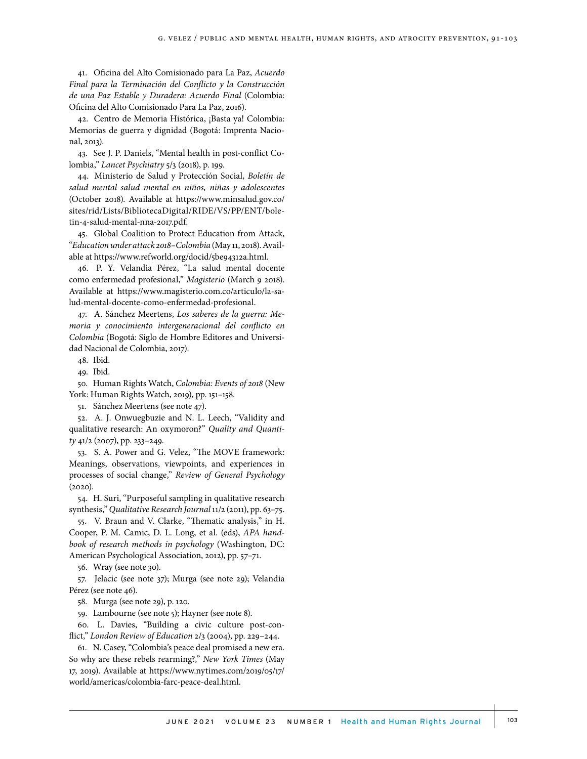41. Oficina del Alto Comisionado para La Paz, *Acuerdo Final para la Terminación del Conflicto y la Construcción de una Paz Estable y Duradera: Acuerdo Final* (Colombia: Oficina del Alto Comisionado Para La Paz, 2016).

42. Centro de Memoria Histórica, ¡Basta ya! Colombia: Memorias de guerra y dignidad (Bogotá: Imprenta Nacional, 2013).

43. See J. P. Daniels, "Mental health in post-conflict Colombia," *Lancet Psychiatry* 5/3 (2018), p. 199.

44. Ministerio de Salud y Protección Social, *Boletín de salud mental salud mental en niños, niñas y adolescentes* (October 2018). Available at https://www.minsalud.gov.co/sites/rid/Lists/BibliotecaDigital/RIDE/VS/PP/ENT/boletin-4-salud-mental-nna-2017.pdf.

45. Global Coalition to Protect Education from Attack, "*Education under attack 2018–Colombia* (May 11, 2018). Available at https://www.refworld.org/docid/5be94312a.html.

46. P. Y. Velandia Pérez, "La salud mental docente como enfermedad profesional," *Magisterio* (March 9 2018). Available at https://www.magisterio.com.co/articulo/la-salud-mental-docente-como-enfermedad-profesional.

47. A. Sánchez Meertens, *Los saberes de la guerra: Memoria y conocimiento intergeneracional del conflicto en Colombia* (Bogotá: Siglo de Hombre Editores and Universidad Nacional de Colombia, 2017).

48. Ibid.

49. Ibid.

50. Human Rights Watch, *Colombia: Events of 2018* (New York: Human Rights Watch, 2019), pp. 151–158.

51. Sánchez Meertens (see note 47).

52. A. J. Onwuegbuzie and N. L. Leech, "Validity and qualitative research: An oxymoron?" *Quality and Quantity* 41/2 (2007), pp. 233–249.

53. S. A. Power and G. Velez, "The MOVE framework: Meanings, observations, viewpoints, and experiences in processes of social change," *Review of General Psychology* (2020).

54. H. Suri, "Purposeful sampling in qualitative research synthesis," *Qualitative Research Journal* 11/2 (2011), pp. 63–75.

55. V. Braun and V. Clarke, "Thematic analysis," in H. Cooper, P. M. Camic, D. L. Long, et al. (eds), *APA handbook of research methods in psychology* (Washington, DC: American Psychological Association, 2012), pp. 57–71.

56. Wray (see note 30).

57. Jelacic (see note 37); Murga (see note 29); Velandia Pérez (see note 46).

58. Murga (see note 29), p. 120.

59. Lambourne (see note 5); Hayner (see note 8).

60. L. Davies, "Building a civic culture post-conflict," *London Review of Education* 2/3 (2004), pp. 229–244.

61. N. Casey, "Colombia's peace deal promised a new era. So why are these rebels rearming?," *New York Times* (May 17, 2019). Available at https://www.nytimes.com/2019/05/17/world/americas/colombia-farc-peace-deal.html.